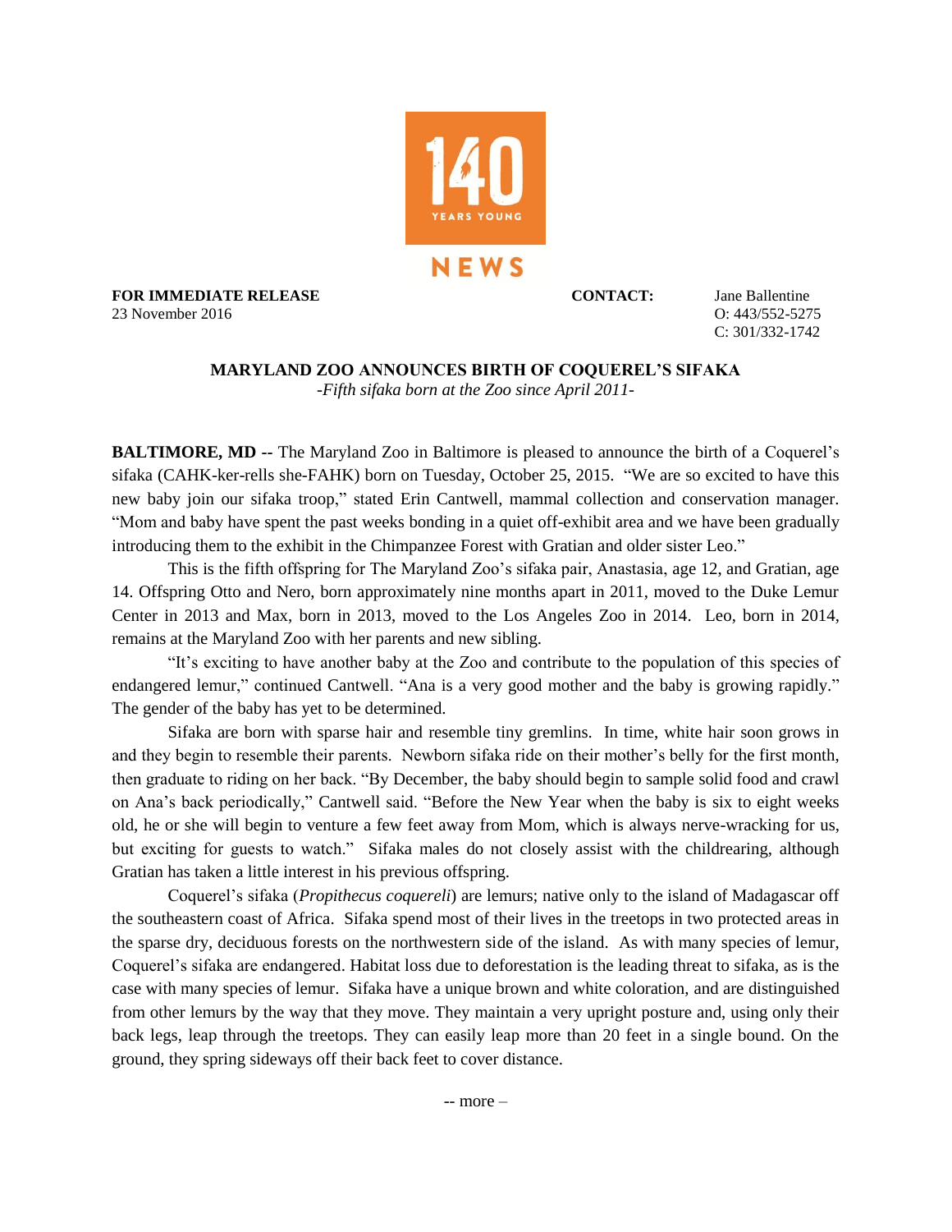140 YEARS YOUNG

NEWS

**FOR IMMEDIATE RELEASE**
23 November 2016

**CONTACT:** Jane Ballentine
O: 443/552-5275
C: 301/332-1742

## MARYLAND ZOO ANNOUNCES BIRTH OF COQUEREL'S SIFAKA

*-Fifth sifaka born at the Zoo since April 2011-*

**BALTIMORE, MD --** The Maryland Zoo in Baltimore is pleased to announce the birth of a Coquerel's sifaka (CAHK-ker-rells she-FAHK) born on Tuesday, October 25, 2015. "We are so excited to have this new baby join our sifaka troop," stated Erin Cantwell, mammal collection and conservation manager. "Mom and baby have spent the past weeks bonding in a quiet off-exhibit area and we have been gradually introducing them to the exhibit in the Chimpanzee Forest with Gratian and older sister Leo."

This is the fifth offspring for The Maryland Zoo's sifaka pair, Anastasia, age 12, and Gratian, age 14. Offspring Otto and Nero, born approximately nine months apart in 2011, moved to the Duke Lemur Center in 2013 and Max, born in 2013, moved to the Los Angeles Zoo in 2014. Leo, born in 2014, remains at the Maryland Zoo with her parents and new sibling.

"It's exciting to have another baby at the Zoo and contribute to the population of this species of endangered lemur," continued Cantwell. "Ana is a very good mother and the baby is growing rapidly." The gender of the baby has yet to be determined.

Sifaka are born with sparse hair and resemble tiny gremlins. In time, white hair soon grows in and they begin to resemble their parents. Newborn sifaka ride on their mother's belly for the first month, then graduate to riding on her back. "By December, the baby should begin to sample solid food and crawl on Ana's back periodically," Cantwell said. "Before the New Year when the baby is six to eight weeks old, he or she will begin to venture a few feet away from Mom, which is always nerve-wracking for us, but exciting for guests to watch." Sifaka males do not closely assist with the childrearing, although Gratian has taken a little interest in his previous offspring.

Coquerel's sifaka (*Propithecus coquereli*) are lemurs; native only to the island of Madagascar off the southeastern coast of Africa. Sifaka spend most of their lives in the treetops in two protected areas in the sparse dry, deciduous forests on the northwestern side of the island. As with many species of lemur, Coquerel's sifaka are endangered. Habitat loss due to deforestation is the leading threat to sifaka, as is the case with many species of lemur. Sifaka have a unique brown and white coloration, and are distinguished from other lemurs by the way that they move. They maintain a very upright posture and, using only their back legs, leap through the treetops. They can easily leap more than 20 feet in a single bound. On the ground, they spring sideways off their back feet to cover distance.

-- more –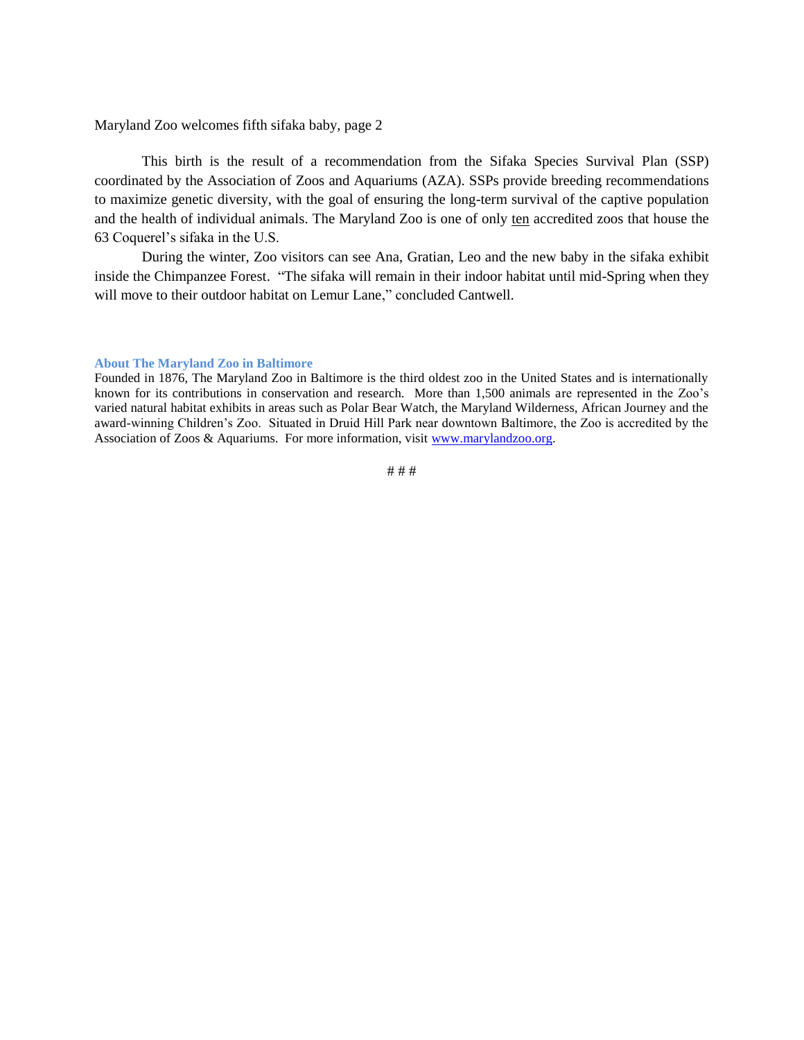This birth is the result of a recommendation from the Sifaka Species Survival Plan (SSP) coordinated by the Association of Zoos and Aquariums (AZA). SSPs provide breeding recommendations to maximize genetic diversity, with the goal of ensuring the long-term survival of the captive population and the health of individual animals. The Maryland Zoo is one of only ten accredited zoos that house the 63 Coquerel's sifaka in the U.S.

During the winter, Zoo visitors can see Ana, Gratian, Leo and the new baby in the sifaka exhibit inside the Chimpanzee Forest. "The sifaka will remain in their indoor habitat until mid-Spring when they will move to their outdoor habitat on Lemur Lane," concluded Cantwell.

**About The Maryland Zoo in Baltimore**

Founded in 1876, The Maryland Zoo in Baltimore is the third oldest zoo in the United States and is internationally known for its contributions in conservation and research. More than 1,500 animals are represented in the Zoo's varied natural habitat exhibits in areas such as Polar Bear Watch, the Maryland Wilderness, African Journey and the award-winning Children's Zoo. Situated in Druid Hill Park near downtown Baltimore, the Zoo is accredited by the Association of Zoos & Aquariums. For more information, visit www.marylandzoo.org.

# # #